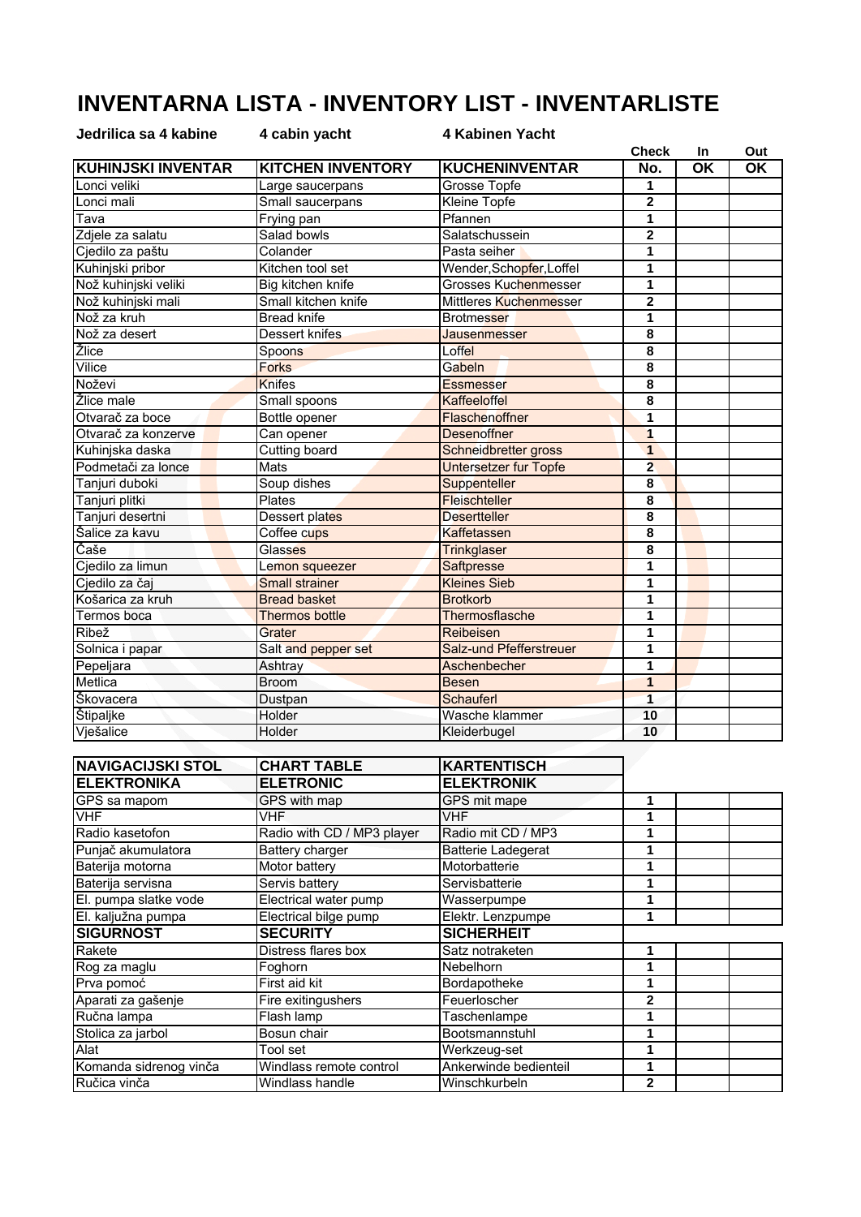# INVENTARNA LISTA - INVENTORY LIST - INVENTARLISTE

**Jedrilica sa 4 kabine** **4 cabin yacht** **4 Kabinen Yacht**

| KUHINJSKI INVENTAR | KITCHEN INVENTORY | KUCHENINVENTAR | Check No. | In OK | Out OK |
|---|---|---|---|---|---|
| Lonci veliki | Large saucerpans | Grosse Topfe | 1 | | |
| Lonci mali | Small saucerpans | Kleine Topfe | 2 | | |
| Tava | Frying pan | Pfannen | 1 | | |
| Zdjele za salatu | Salad bowls | Salatschussein | 2 | | |
| Cjedilo za paštu | Colander | Pasta seiher | 1 | | |
| Kuhinjski pribor | Kitchen tool set | Wender,Schopfer,Loffel | 1 | | |
| Nož kuhinjski veliki | Big kitchen knife | Grosses Kuchenmesser | 1 | | |
| Nož kuhinjski mali | Small kitchen knife | Mittleres Kuchenmesser | 2 | | |
| Nož za kruh | Bread knife | Brotmesser | 1 | | |
| Nož za desert | Dessert knifes | Jausenmesser | 8 | | |
| Žlice | Spoons | Loffel | 8 | | |
| Vilice | Forks | Gabeln | 8 | | |
| Noževi | Knifes | Essmesser | 8 | | |
| Žlice male | Small spoons | Kaffeeloffel | 8 | | |
| Otvarač za boce | Bottle opener | Flaschenoffner | 1 | | |
| Otvarač za konzerve | Can opener | Desenoffner | 1 | | |
| Kuhinjska daska | Cutting board | Schneidbretter gross | 1 | | |
| Podmetači za lonce | Mats | Untersetzer fur Topfe | 2 | | |
| Tanjuri duboki | Soup dishes | Suppenteller | 8 | | |
| Tanjuri plitki | Plates | Fleischteller | 8 | | |
| Tanjuri desertni | Dessert plates | Desertteller | 8 | | |
| Šalice za kavu | Coffee cups | Kaffetassen | 8 | | |
| Čaše | Glasses | Trinkglaser | 8 | | |
| Cjedilo za limun | Lemon squeezer | Saftpresse | 1 | | |
| Cjedilo za čaj | Small strainer | Kleines Sieb | 1 | | |
| Košarica za kruh | Bread basket | Brotkorb | 1 | | |
| Termos boca | Thermos bottle | Thermosflasche | 1 | | |
| Ribež | Grater | Reibeisen | 1 | | |
| Solnica i papar | Salt and pepper set | Salz-und Pfefferstreuer | 1 | | |
| Pepeljara | Ashtray | Aschenbecher | 1 | | |
| Metlica | Broom | Besen | 1 | | |
| Škovacera | Dustpan | Schauferl | 1 | | |
| Štipaljke | Holder | Wasche klammer | 10 | | |
| Vješalice | Holder | Kleiderbugel | 10 | | |

| NAVIGACIJSKI STOL | CHART TABLE | KARTENTISCH | | | |
|---|---|---|---|---|---|
| **ELEKTRONIKA** | **ELETRONIC** | **ELEKTRONIK** | | | |
| GPS sa mapom | GPS with map | GPS mit mape | 1 | | |
| VHF | VHF | VHF | 1 | | |
| Radio kasetofon | Radio with CD / MP3 player | Radio mit CD / MP3 | 1 | | |
| Punjač akumulatora | Battery charger | Batterie Ladegerat | 1 | | |
| Baterija motorna | Motor battery | Motorbatterie | 1 | | |
| Baterija servisna | Servis battery | Servisbatterie | 1 | | |
| El. pumpa slatke vode | Electrical water pump | Wasserpumpe | 1 | | |
| El. kaljužna pumpa | Electrical bilge pump | Elektr. Lenzpumpe | 1 | | |
| **SIGURNOST** | **SECURITY** | **SICHERHEIT** | | | |
| Rakete | Distress flares box | Satz notraketen | 1 | | |
| Rog za maglu | Foghorn | Nebelhorn | 1 | | |
| Prva pomoć | First aid kit | Bordapotheke | 1 | | |
| Aparati za gašenje | Fire exitingushers | Feuerloscher | 2 | | |
| Ručna lampa | Flash lamp | Taschenlampe | 1 | | |
| Stolica za jarbol | Bosun chair | Bootsmannstuhl | 1 | | |
| Alat | Tool set | Werkzeug-set | 1 | | |
| Komanda sidrenog vinča | Windlass remote control | Ankerwinde bedienteil | 1 | | |
| Ručica vinča | Windlass handle | Winschkurbeln | 2 | | |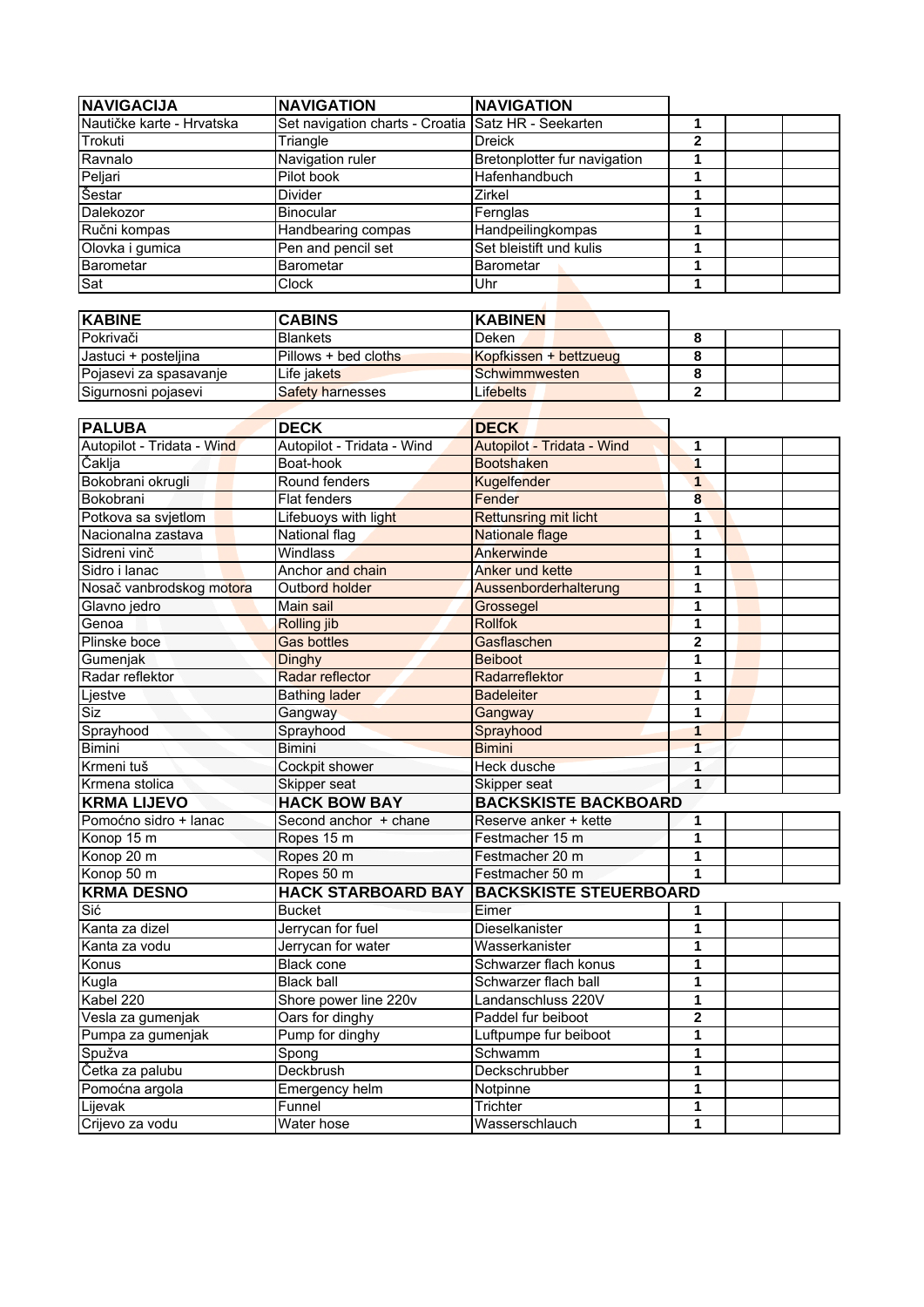| NAVIGACIJA | NAVIGATION | NAVIGATION | | | |
|---|---|---|---|---|---|
| Nautičke karte - Hrvatska | Set navigation charts - Croatia | Satz HR - Seekarten | 1 | | |
| Trokuti | Triangle | Dreick | 2 | | |
| Ravnalo | Navigation ruler | Bretonplotter fur navigation | 1 | | |
| Peljari | Pilot book | Hafenhandbuch | 1 | | |
| Šestar | Divider | Zirkel | 1 | | |
| Dalekozor | Binocular | Fernglas | 1 | | |
| Ručni kompas | Handbearing compas | Handpeilingkompas | 1 | | |
| Olovka i gumica | Pen and pencil set | Set bleistift und kulis | 1 | | |
| Barometar | Barometar | Barometar | 1 | | |
| Sat | Clock | Uhr | 1 | | |

| KABINE | CABINS | KABINEN | | | |
|---|---|---|---|---|---|
| Pokrivači | Blankets | Deken | 8 | | |
| Jastuci + posteljina | Pillows + bed cloths | Kopfkissen + bettzueug | 8 | | |
| Pojasevi za spasavanje | Life jakets | Schwimmwesten | 8 | | |
| Sigurnosni pojasevi | Safety harnesses | Lifebelts | 2 | | |

| PALUBA | DECK | DECK | | | |
|---|---|---|---|---|---|
| Autopilot - Tridata - Wind | Autopilot - Tridata - Wind | Autopilot - Tridata - Wind | 1 | | |
| Čaklja | Boat-hook | Bootshaken | 1 | | |
| Bokobrani okrugli | Round fenders | Kugelfender | 1 | | |
| Bokobrani | Flat fenders | Fender | 8 | | |
| Potkova sa svjetlom | Lifebuoys with light | Rettunsring mit licht | 1 | | |
| Nacionalna zastava | National flag | Nationale flage | 1 | | |
| Sidreni vinč | Windlass | Ankerwinde | 1 | | |
| Sidro i lanac | Anchor and chain | Anker und kette | 1 | | |
| Nosač vanbrodskog motora | Outbord holder | Aussenborderhalterung | 1 | | |
| Glavno jedro | Main sail | Grossegel | 1 | | |
| Genoa | Rolling jib | Rollfok | 1 | | |
| Plinske boce | Gas bottles | Gasflaschen | 2 | | |
| Gumenjak | Dinghy | Beiboot | 1 | | |
| Radar reflektor | Radar reflector | Radarreflektor | 1 | | |
| Ljestve | Bathing lader | Badeleiter | 1 | | |
| Siz | Gangway | Gangway | 1 | | |
| Sprayhood | Sprayhood | Sprayhood | 1 | | |
| Bimini | Bimini | Bimini | 1 | | |
| Krmeni tuš | Cockpit shower | Heck dusche | 1 | | |
| Krmena stolica | Skipper seat | Skipper seat | 1 | | |
| **KRMA LIJEVO** | **HACK BOW BAY** | **BACKSKISTE BACKBOARD** | | | |
| Pomoćno sidro + lanac | Second anchor + chane | Reserve anker + kette | 1 | | |
| Konop 15 m | Ropes 15 m | Festmacher 15 m | 1 | | |
| Konop 20 m | Ropes 20 m | Festmacher 20 m | 1 | | |
| Konop 50 m | Ropes 50 m | Festmacher 50 m | 1 | | |
| **KRMA DESNO** | **HACK STARBOARD BAY** | **BACKSKISTE STEUERBOARD** | | | |
| Sić | Bucket | Eimer | 1 | | |
| Kanta za dizel | Jerrycan for fuel | Dieselkanister | 1 | | |
| Kanta za vodu | Jerrycan for water | Wasserkanister | 1 | | |
| Konus | Black cone | Schwarzer flach konus | 1 | | |
| Kugla | Black ball | Schwarzer flach ball | 1 | | |
| Kabel 220 | Shore power line 220v | Landanschluss 220V | 1 | | |
| Vesla za gumenjak | Oars for dinghy | Paddel fur beiboot | 2 | | |
| Pumpa za gumenjak | Pump for dinghy | Luftpumpe fur beiboot | 1 | | |
| Spužva | Spong | Schwamm | 1 | | |
| Četka za palubu | Deckbrush | Deckschrubber | 1 | | |
| Pomoćna argola | Emergency helm | Notpinne | 1 | | |
| Lijevak | Funnel | Trichter | 1 | | |
| Crijevo za vodu | Water hose | Wasserschlauch | 1 | | |